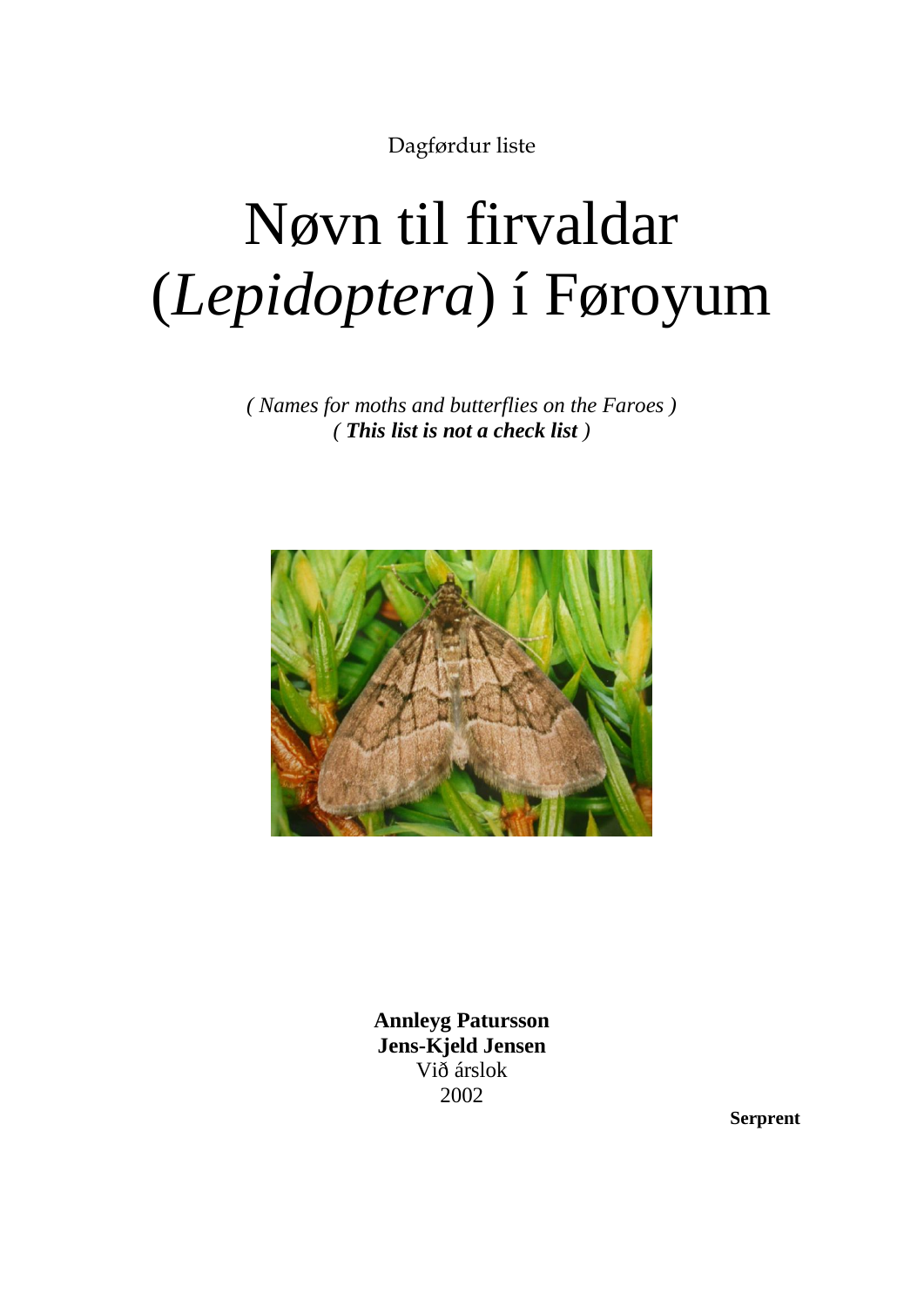Dagførdur liste

# Nøvn til firvaldar (*Lepidoptera*) í Føroyum

*( Names for moths and butterflies on the Faroes )*
*( **This list is not a check list** )*

**Annleyg Patursson**
**Jens-Kjeld Jensen**
Við árslok
2002

**Serprent**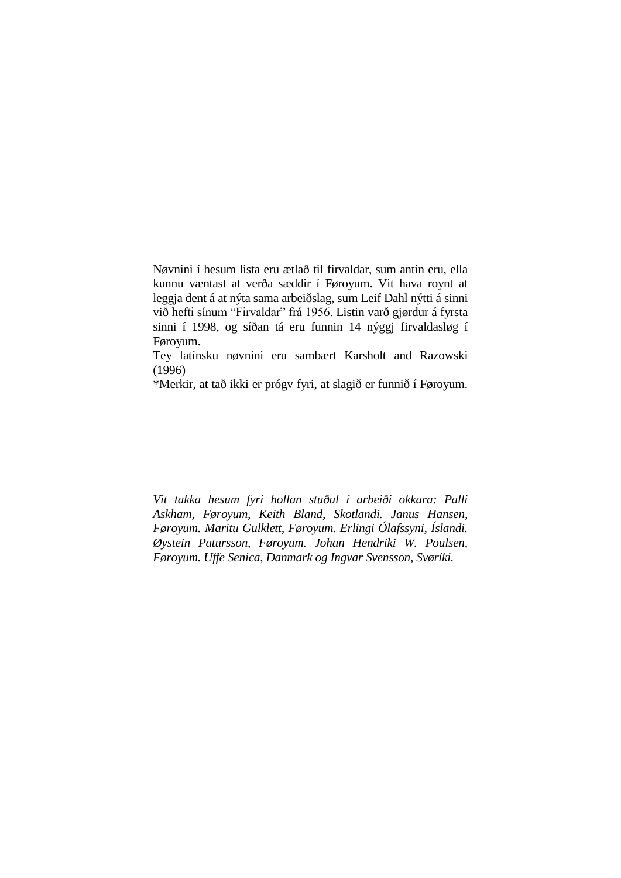Nøvnini í hesum lista eru ætlað til firvaldar, sum antin eru, ella kunnu væntast at verða sæddir í Føroyum. Vit hava roynt at leggja dent á at nýta sama arbeiðslag, sum Leif Dahl nýtti á sinni við hefti sínum “Firvaldar” frá 1956. Listin varð gjørdur á fyrsta sinni í 1998, og síðan tá eru funnin 14 nýggj firvaldasløg í Føroyum.

Tey latínsku nøvnini eru sambært Karsholt and Razowski (1996)

*Merkir, at tað ikki er prógv fyri, at slagið er funnið í Føroyum.

*Vit takka hesum fyri hollan stuðul í arbeiði okkara: Palli Askham, Føroyum, Keith Bland, Skotlandi. Janus Hansen, Føroyum. Maritu Gulklett, Føroyum. Erlingi Ólafssyni, Íslandi. Øystein Patursson, Føroyum. Johan Hendriki W. Poulsen, Føroyum. Uffe Senica, Danmark og Ingvar Svensson, Svøríki.*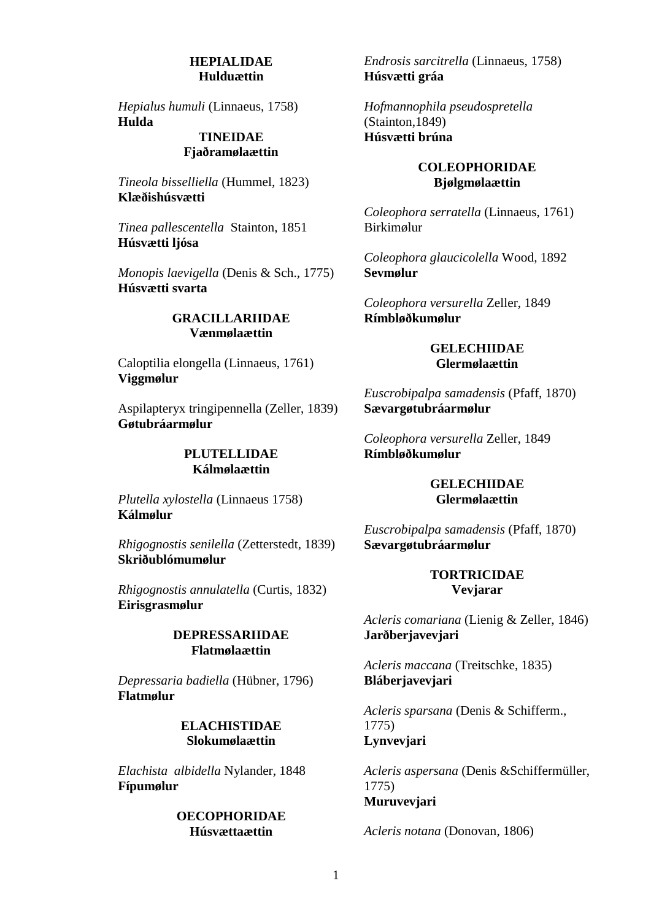**HEPIALIDAE**
**Hulduættin**

*Hepialus humuli* (Linnaeus, 1758)
**Hulda**

**TINEIDAE**
**Fjaðramølaættin**

*Tineola bisselliella* (Hummel, 1823)
**Klæðishúsvætti**

*Tinea pallescentella* Stainton, 1851
**Húsvætti ljósa**

*Monopis laevigella* (Denis & Sch., 1775)
**Húsvætti svarta**

**GRACILLARIIDAE**
**Vænmølaættin**

Caloptilia elongella (Linnaeus, 1761)
**Viggmølur**

Aspilapteryx tringipennella (Zeller, 1839)
**Gøtubráarmølur**

**PLUTELLIDAE**
**Kálmølaættin**

*Plutella xylostella* (Linnaeus 1758)
**Kálmølur**

*Rhigognostis senilella* (Zetterstedt, 1839)
**Skriðublómumølur**

*Rhigognostis annulatella* (Curtis, 1832)
**Eirisgrasmølur**

**DEPRESSARIIDAE**
**Flatmølaættin**

*Depressaria badiella* (Hübner, 1796)
**Flatmølur**

**ELACHISTIDAE**
**Slokumølaættin**

*Elachista albidella* Nylander, 1848
**Fípumølur**

**OECOPHORIDAE**
**Húsvættaættin**

*Endrosis sarcitrella* (Linnaeus, 1758)
**Húsvætti gráa**

*Hofmannophila pseudospretella* (Stainton,1849)
**Húsvætti brúna**

**COLEOPHORIDAE**
**Bjølgmølaættin**

*Coleophora serratella* (Linnaeus, 1761)
Birkimølur

*Coleophora glaucicolella* Wood, 1892
**Sevmølur**

*Coleophora versurella* Zeller, 1849
**Rímbløðkumølur**

**GELECHIIDAE**
**Glermølaættin**

*Euscrobipalpa samadensis* (Pfaff, 1870)
**Sævargøtubráarmølur**

*Coleophora versurella* Zeller, 1849
**Rímbløðkumølur**

**GELECHIIDAE**
**Glermølaættin**

*Euscrobipalpa samadensis* (Pfaff, 1870)
**Sævargøtubráarmølur**

**TORTRICIDAE**
**Vevjarar**

*Acleris comariana* (Lienig & Zeller, 1846)
**Jarðberjavevjari**

*Acleris maccana* (Treitschke, 1835)
**Bláberjavevjari**

*Acleris sparsana* (Denis & Schifferm., 1775)
**Lynvevjari**

*Acleris aspersana* (Denis &Schiffermüller, 1775)
**Muruvevjari**

*Acleris notana* (Donovan, 1806)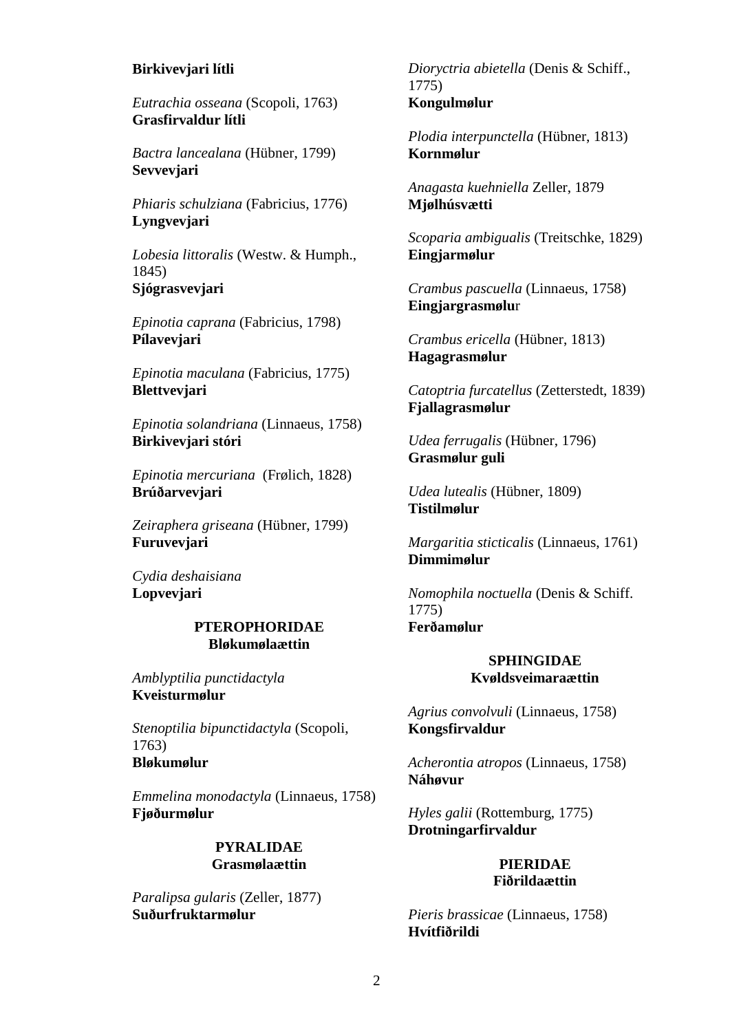**Birkivevjari lítli**

*Eutrachia osseana* (Scopoli, 1763)
**Grasfirvaldur lítli**

*Bactra lancealana* (Hübner, 1799)
**Sevvevjari**

*Phiaris schulziana* (Fabricius, 1776)
**Lyngvevjari**

*Lobesia littoralis* (Westw. & Humph., 1845)
**Sjógrasvevjari**

*Epinotia caprana* (Fabricius, 1798)
**Pílavevjari**

*Epinotia maculana* (Fabricius, 1775)
**Blettvevjari**

*Epinotia solandriana* (Linnaeus, 1758)
**Birkivevjari stóri**

*Epinotia mercuriana* (Frølich, 1828)
**Brúðarvevjari**

*Zeiraphera griseana* (Hübner, 1799)
**Furuvevjari**

*Cydia deshaisiana*
**Lopvevjari**

**PTEROPHORIDAE**
**Bløkumølaættin**

*Amblyptilia punctidactyla*
**Kveisturmølur**

*Stenoptilia bipunctidactyla* (Scopoli, 1763)
**Bløkumølur**

*Emmelina monodactyla* (Linnaeus, 1758)
**Fjøðurmølur**

**PYRALIDAE**
**Grasmølaættin**

*Paralipsa gularis* (Zeller, 1877)
**Suðurfruktarmølur**

*Dioryctria abietella* (Denis & Schiff., 1775)
**Kongulmølur**

*Plodia interpunctella* (Hübner, 1813)
**Kornmølur**

*Anagasta kuehniella* Zeller, 1879
**Mjølhúsvætti**

*Scoparia ambigualis* (Treitschke, 1829)
**Eingjarmølur**

*Crambus pascuella* (Linnaeus, 1758)
**Eingjargrasmølu**r

*Crambus ericella* (Hübner, 1813)
**Hagagrasmølur**

*Catoptria furcatellus* (Zetterstedt, 1839)
**Fjallagrasmølur**

*Udea ferrugalis* (Hübner, 1796)
**Grasmølur guli**

*Udea lutealis* (Hübner, 1809)
**Tistilmølur**

*Margaritia sticticalis* (Linnaeus, 1761)
**Dimmimølur**

*Nomophila noctuella* (Denis & Schiff. 1775)
**Ferðamølur**

**SPHINGIDAE**
**Kvøldsveimaraættin**

*Agrius convolvuli* (Linnaeus, 1758)
**Kongsfirvaldur**

*Acherontia atropos* (Linnaeus, 1758)
**Náhøvur**

*Hyles galii* (Rottemburg, 1775)
**Drotningarfirvaldur**

**PIERIDAE**
**Fiðrildaættin**

*Pieris brassicae* (Linnaeus, 1758)
**Hvítfiðrildi**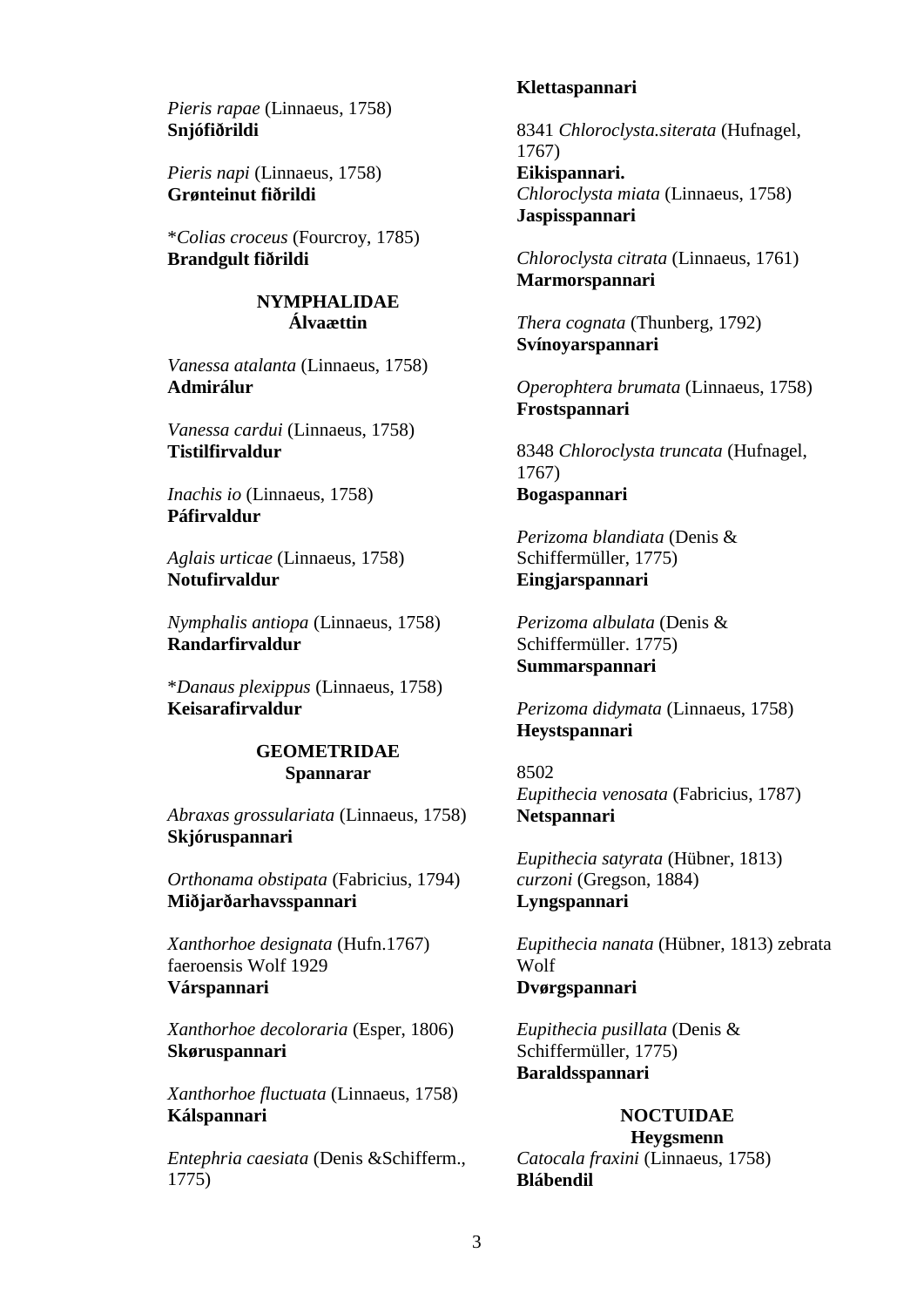*Pieris rapae* (Linnaeus, 1758)
**Snjófiðrildi**

*Pieris napi* (Linnaeus, 1758)
**Grønteinut fiðrildi**

*\*Colias croceus* (Fourcroy, 1785)
**Brandgult fiðrildi**

**NYMPHALIDAE**
**Álvaættin**

*Vanessa atalanta* (Linnaeus, 1758)
**Admirálur**

*Vanessa cardui* (Linnaeus, 1758)
**Tistilfirvaldur**

*Inachis io* (Linnaeus, 1758)
**Páfirvaldur**

*Aglais urticae* (Linnaeus, 1758)
**Notufirvaldur**

*Nymphalis antiopa* (Linnaeus, 1758)
**Randarfirvaldur**

\**Danaus plexippus* (Linnaeus, 1758)
**Keisarafirvaldur**

**GEOMETRIDAE**
**Spannarar**

*Abraxas grossulariata* (Linnaeus, 1758)
**Skjóruspannari**

*Orthonama obstipata* (Fabricius, 1794)
**Miðjarðarhavsspannari**

*Xanthorhoe designata* (Hufn.1767) faeroensis Wolf 1929
**Várspannari**

*Xanthorhoe decoloraria* (Esper, 1806)
**Skøruspannari**

*Xanthorhoe fluctuata* (Linnaeus, 1758)
**Kálspannari**

*Entephria caesiata* (Denis &Schifferm., 1775)
**Klettaspannari**

8341 *Chloroclysta.siterata* (Hufnagel, 1767)
**Eikispannari.**
*Chloroclysta miata* (Linnaeus, 1758)
**Jaspisspannari**

*Chloroclysta citrata* (Linnaeus, 1761)
**Marmorspannari**

*Thera cognata* (Thunberg, 1792)
**Svínoyarspannari**

*Operophtera brumata* (Linnaeus, 1758)
**Frostspannari**

8348 *Chloroclysta truncata* (Hufnagel, 1767)
**Bogaspannari**

*Perizoma blandiata* (Denis & Schiffermüller, 1775)
**Eingjarspannari**

*Perizoma albulata* (Denis & Schiffermüller. 1775)
**Summarspannari**

*Perizoma didymata* (Linnaeus, 1758)
**Heystspannari**

8502
*Eupithecia venosata* (Fabricius, 1787)
**Netspannari**

*Eupithecia satyrata* (Hübner, 1813) *curzoni* (Gregson, 1884)
**Lyngspannari**

*Eupithecia nanata* (Hübner, 1813) zebrata Wolf
**Dvørgspannari**

*Eupithecia pusillata* (Denis & Schiffermüller, 1775)
**Baraldsspannari**

**NOCTUIDAE**
**Heygsmenn**
*Catocala fraxini* (Linnaeus, 1758)
**Blábendil**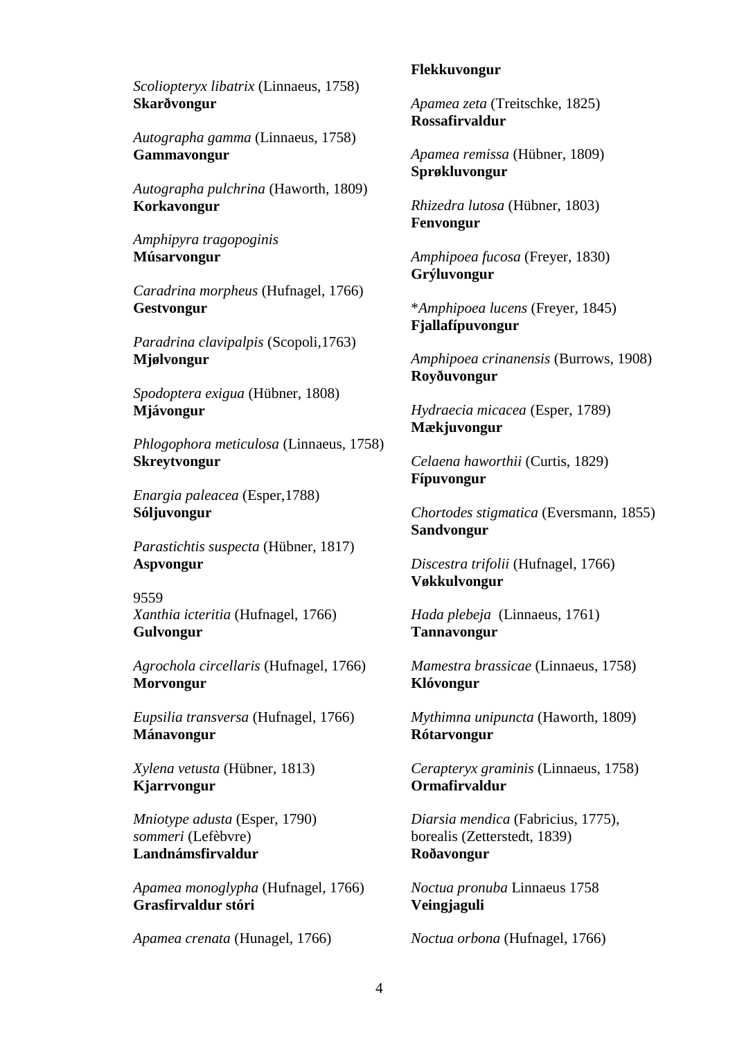*Scoliopteryx libatrix* (Linnaeus, 1758)
**Skarðvongur**

*Autographa gamma* (Linnaeus, 1758)
**Gammavongur**

*Autographa pulchrina* (Haworth, 1809)
**Korkavongur**

*Amphipyra tragopoginis*
**Músarvongur**

*Caradrina morpheus* (Hufnagel, 1766)
**Gestvongur**

*Paradrina clavipalpis* (Scopoli,1763)
**Mjølvongur**

*Spodoptera exigua* (Hübner, 1808)
**Mjávongur**

*Phlogophora meticulosa* (Linnaeus, 1758)
**Skreytvongur**

*Enargia paleacea* (Esper,1788)
**Sóljuvongur**

*Parastichtis suspecta* (Hübner, 1817)
**Aspvongur**

9559
*Xanthia icteritia* (Hufnagel, 1766)
**Gulvongur**

*Agrochola circellaris* (Hufnagel, 1766)
**Morvongur**

*Eupsilia transversa* (Hufnagel, 1766)
**Mánavongur**

*Xylena vetusta* (Hübner, 1813)
**Kjarrvongur**

*Mniotype adusta* (Esper, 1790)
*sommeri* (Lefèbvre)
**Landnámsfirvaldur**

*Apamea monoglypha* (Hufnagel, 1766)
**Grasfirvaldur stóri**

*Apamea crenata* (Hunagel, 1766)
**Flekkuvongur**

*Apamea zeta* (Treitschke, 1825)
**Rossafirvaldur**

*Apamea remissa* (Hübner, 1809)
**Sprøkluvongur**

*Rhizedra lutosa* (Hübner, 1803)
**Fenvongur**

*Amphipoea fucosa* (Freyer, 1830)
**Grýluvongur**

**Amphipoea lucens* (Freyer, 1845)
**Fjallafípuvongur**

*Amphipoea crinanensis* (Burrows, 1908)
**Royðuvongur**

*Hydraecia micacea* (Esper, 1789)
**Mækjuvongur**

*Celaena haworthii* (Curtis, 1829)
**Fípuvongur**

*Chortodes stigmatica* (Eversmann, 1855)
**Sandvongur**

*Discestra trifolii* (Hufnagel, 1766)
**Vøkkulvongur**

*Hada plebeja* (Linnaeus, 1761)
**Tannavongur**

*Mamestra brassicae* (Linnaeus, 1758)
**Klóvongur**

*Mythimna unipuncta* (Haworth, 1809)
**Rótarvongur**

*Cerapteryx graminis* (Linnaeus, 1758)
**Ormafirvaldur**

*Diarsia mendica* (Fabricius, 1775),
borealis (Zetterstedt, 1839)
**Roðavongur**

*Noctua pronuba* Linnaeus 1758
**Veingjaguli**

*Noctua orbona* (Hufnagel, 1766)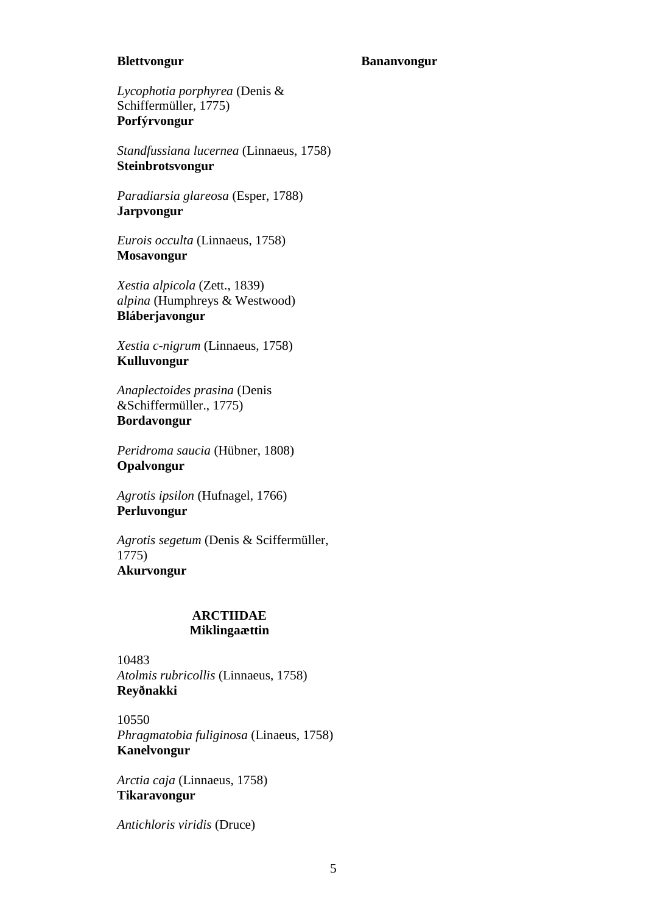**Blettvongur**

*Lycophotia porphyrea* (Denis & Schiffermüller, 1775)
**Porfýrvongur**

*Standfussiana lucernea* (Linnaeus, 1758)
**Steinbrotsvongur**

*Paradiarsia glareosa* (Esper, 1788)
**Jarpvongur**

*Eurois occulta* (Linnaeus, 1758)
**Mosavongur**

*Xestia alpicola* (Zett., 1839)
*alpina* (Humphreys & Westwood)
**Bláberjavongur**

*Xestia c-nigrum* (Linnaeus, 1758)
**Kulluvongur**

*Anaplectoides prasina* (Denis &Schiffermüller., 1775)
**Bordavongur**

*Peridroma saucia* (Hübner, 1808)
**Opalvongur**

*Agrotis ipsilon* (Hufnagel, 1766)
**Perluvongur**

*Agrotis segetum* (Denis & Sciffermüller, 1775)
**Akurvongur**

## ARCTIIDAE
## Miklingaættin

10483
*Atolmis rubricollis* (Linnaeus, 1758)
**Reyðnakki**

10550
*Phragmatobia fuliginosa* (Linaeus, 1758)
**Kanelvongur**

*Arctia caja* (Linnaeus, 1758)
**Tikaravongur**

*Antichloris viridis* (Druce)

**Bananvongur**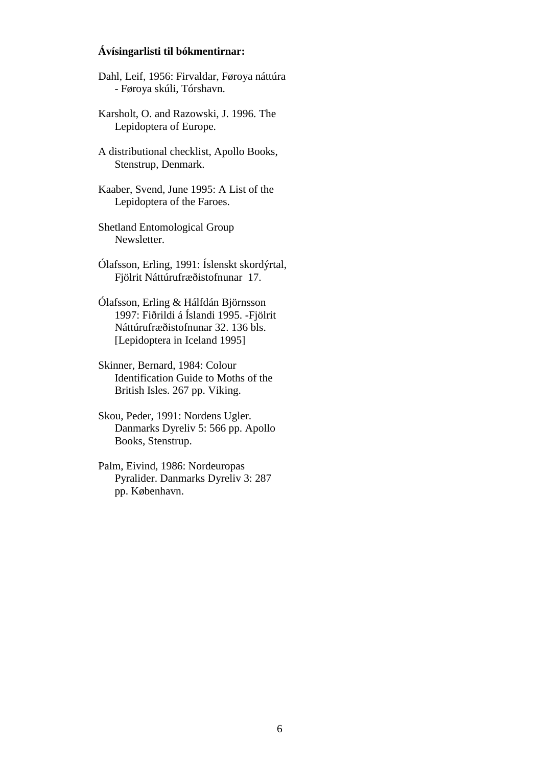**Ávísingarlisti til bókmentirnar:**

Dahl, Leif, 1956: Firvaldar, Føroya náttúra - Føroya skúli, Tórshavn.

Karsholt, O. and Razowski, J. 1996. The Lepidoptera of Europe.

A distributional checklist, Apollo Books, Stenstrup, Denmark.

Kaaber, Svend, June 1995: A List of the Lepidoptera of the Faroes.

Shetland Entomological Group Newsletter.

Ólafsson, Erling, 1991: Íslenskt skordýrtal, Fjölrit Náttúrufræðistofnunar 17.

Ólafsson, Erling & Hálfdán Björnsson 1997: Fiðrildi á Íslandi 1995. -Fjölrit Náttúrufræðistofnunar 32. 136 bls. [Lepidoptera in Iceland 1995]

Skinner, Bernard, 1984: Colour Identification Guide to Moths of the British Isles. 267 pp. Viking.

Skou, Peder, 1991: Nordens Ugler. Danmarks Dyreliv 5: 566 pp. Apollo Books, Stenstrup.

Palm, Eivind, 1986: Nordeuropas Pyralider. Danmarks Dyreliv 3: 287 pp. København.